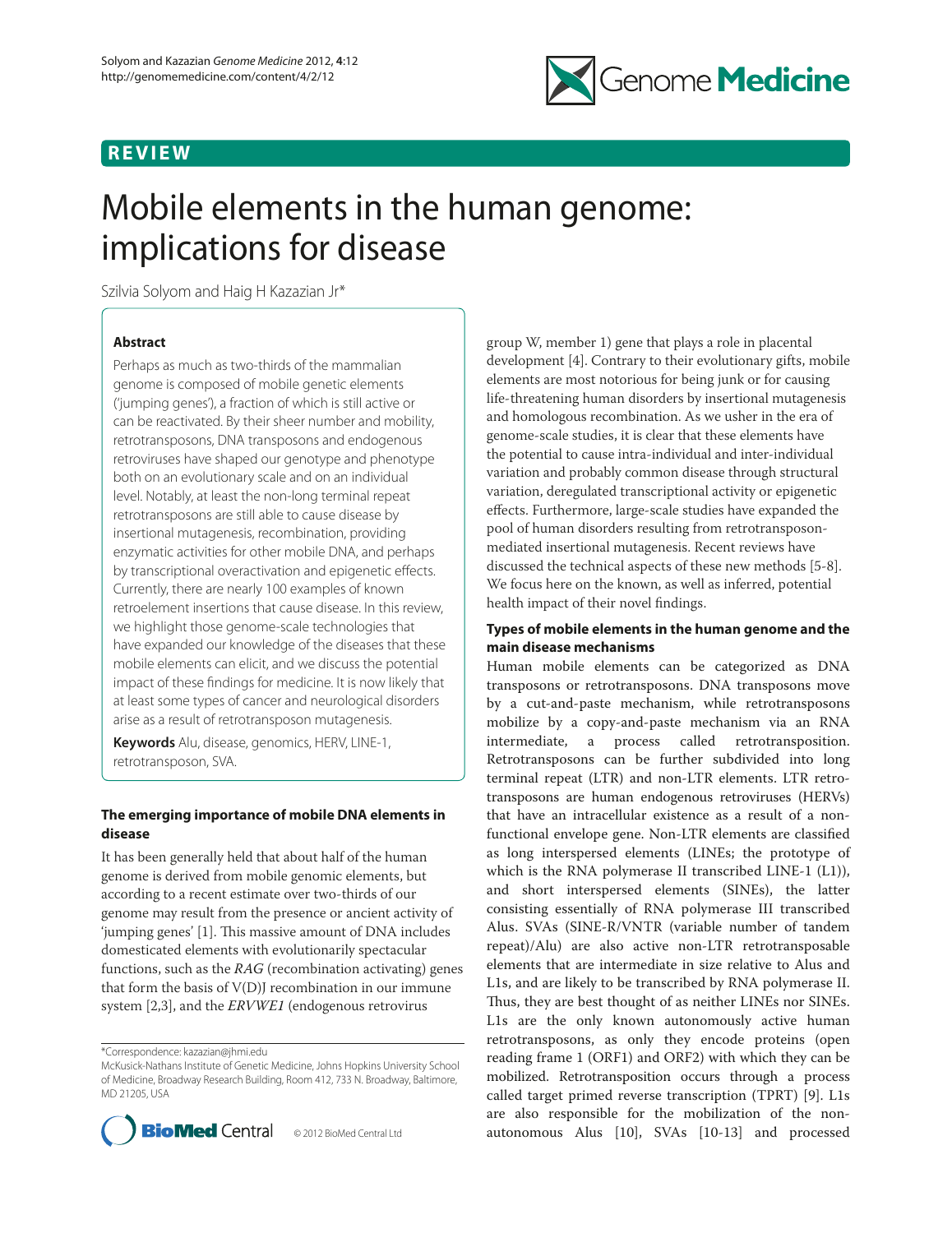# Mobile elements in the human genome: implications for disease

Szilvia Solyom and Haig H Kazazian Jr*

## Abstract

Perhaps as much as two-thirds of the mammalian genome is composed of mobile genetic elements ('jumping genes'), a fraction of which is still active or can be reactivated. By their sheer number and mobility, retrotransposons, DNA transposons and endogenous retroviruses have shaped our genotype and phenotype both on an evolutionary scale and on an individual level. Notably, at least the non-long terminal repeat retrotransposons are still able to cause disease by insertional mutagenesis, recombination, providing enzymatic activities for other mobile DNA, and perhaps by transcriptional overactivation and epigenetic effects. Currently, there are nearly 100 examples of known retroelement insertions that cause disease. In this review, we highlight those genome-scale technologies that have expanded our knowledge of the diseases that these mobile elements can elicit, and we discuss the potential impact of these findings for medicine. It is now likely that at least some types of cancer and neurological disorders arise as a result of retrotransposon mutagenesis.

**Keywords** Alu, disease, genomics, HERV, LINE-1, retrotransposon, SVA.

## The emerging importance of mobile DNA elements in disease

It has been generally held that about half of the human genome is derived from mobile genomic elements, but according to a recent estimate over two-thirds of our genome may result from the presence or ancient activity of 'jumping genes' [1]. This massive amount of DNA includes domesticated elements with evolutionarily spectacular functions, such as the *RAG* (recombination activating) genes that form the basis of V(D)J recombination in our immune system [2,3], and the *ERVWE1* (endogenous retrovirus group W, member 1) gene that plays a role in placental development [4]. Contrary to their evolutionary gifts, mobile elements are most notorious for being junk or for causing life-threatening human disorders by insertional mutagenesis and homologous recombination. As we usher in the era of genome-scale studies, it is clear that these elements have the potential to cause intra-individual and inter-individual variation and probably common disease through structural variation, deregulated transcriptional activity or epigenetic effects. Furthermore, large-scale studies have expanded the pool of human disorders resulting from retrotransposon-mediated insertional mutagenesis. Recent reviews have discussed the technical aspects of these new methods [5-8]. We focus here on the known, as well as inferred, potential health impact of their novel findings.

### Types of mobile elements in the human genome and the main disease mechanisms

Human mobile elements can be categorized as DNA transposons or retrotransposons. DNA transposons move by a cut-and-paste mechanism, while retrotransposons mobilize by a copy-and-paste mechanism via an RNA intermediate, a process called retrotransposition. Retrotransposons can be further subdivided into long terminal repeat (LTR) and non-LTR elements. LTR retrotransposons are human endogenous retroviruses (HERVs) that have an intracellular existence as a result of a non-functional envelope gene. Non-LTR elements are classified as long interspersed elements (LINEs; the prototype of which is the RNA polymerase II transcribed LINE-1 (L1)), and short interspersed elements (SINEs), the latter consisting essentially of RNA polymerase III transcribed Alus. SVAs (SINE-R/VNTR (variable number of tandem repeat)/Alu) are also active non-LTR retrotransposable elements that are intermediate in size relative to Alus and L1s, and are likely to be transcribed by RNA polymerase II. Thus, they are best thought of as neither LINEs nor SINEs. L1s are the only known autonomously active human retrotransposons, as only they encode proteins (open reading frame 1 (ORF1) and ORF2) with which they can be mobilized. Retrotransposition occurs through a process called target primed reverse transcription (TPRT) [9]. L1s are also responsible for the mobilization of the non-autonomous Alus [10], SVAs [10-13] and processed

*Correspondence: kazazian@jhmi.edu
McKusick-Nathans Institute of Genetic Medicine, Johns Hopkins University School of Medicine, Broadway Research Building, Room 412, 733 N. Broadway, Baltimore, MD 21205, USA

© 2012 BioMed Central Ltd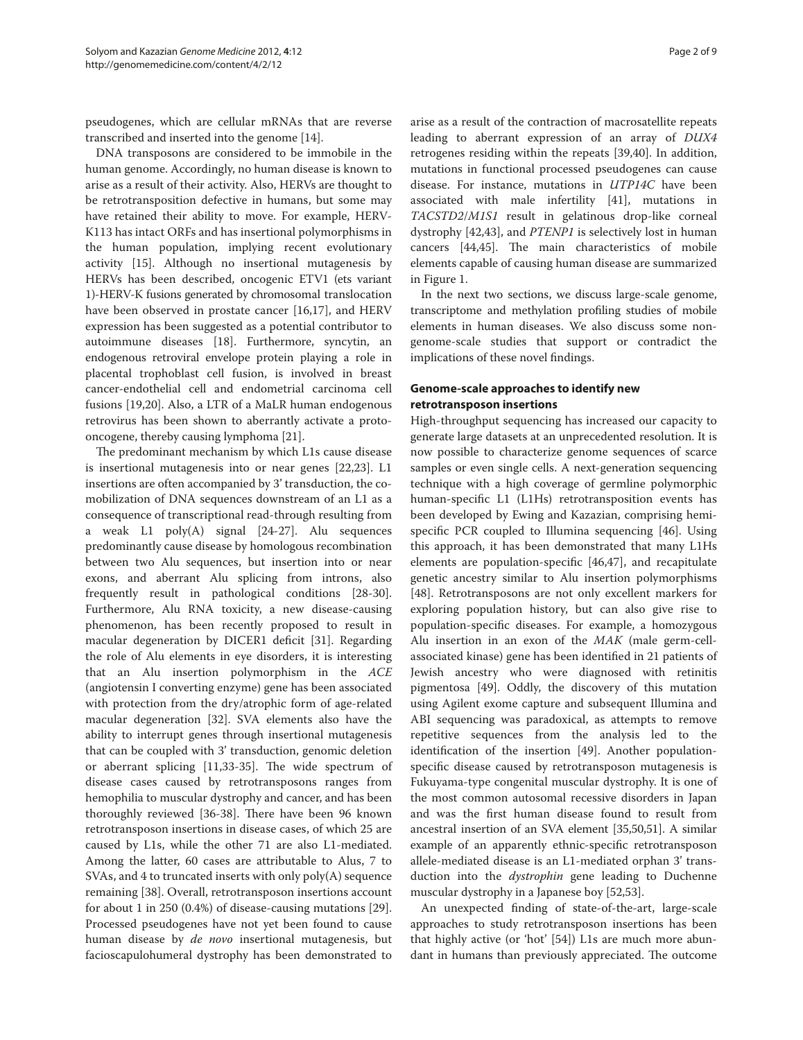pseudogenes, which are cellular mRNAs that are reverse transcribed and inserted into the genome [14].

DNA transposons are considered to be immobile in the human genome. Accordingly, no human disease is known to arise as a result of their activity. Also, HERVs are thought to be retrotransposition defective in humans, but some may have retained their ability to move. For example, HERV-K113 has intact ORFs and has insertional polymorphisms in the human population, implying recent evolutionary activity [15]. Although no insertional mutagenesis by HERVs has been described, oncogenic ETV1 (ets variant 1)-HERV-K fusions generated by chromosomal translocation have been observed in prostate cancer [16,17], and HERV expression has been suggested as a potential contributor to autoimmune diseases [18]. Furthermore, syncytin, an endogenous retroviral envelope protein playing a role in placental trophoblast cell fusion, is involved in breast cancer-endothelial cell and endometrial carcinoma cell fusions [19,20]. Also, a LTR of a MaLR human endogenous retrovirus has been shown to aberrantly activate a proto-oncogene, thereby causing lymphoma [21].

The predominant mechanism by which L1s cause disease is insertional mutagenesis into or near genes [22,23]. L1 insertions are often accompanied by 3' transduction, the co-mobilization of DNA sequences downstream of an L1 as a consequence of transcriptional read-through resulting from a weak L1 poly(A) signal [24-27]. Alu sequences predominantly cause disease by homologous recombination between two Alu sequences, but insertion into or near exons, and aberrant Alu splicing from introns, also frequently result in pathological conditions [28-30]. Furthermore, Alu RNA toxicity, a new disease-causing phenomenon, has been recently proposed to result in macular degeneration by DICER1 deficit [31]. Regarding the role of Alu elements in eye disorders, it is interesting that an Alu insertion polymorphism in the *ACE* (angiotensin I converting enzyme) gene has been associated with protection from the dry/atrophic form of age-related macular degeneration [32]. SVA elements also have the ability to interrupt genes through insertional mutagenesis that can be coupled with 3' transduction, genomic deletion or aberrant splicing [11,33-35]. The wide spectrum of disease cases caused by retrotransposons ranges from hemophilia to muscular dystrophy and cancer, and has been thoroughly reviewed [36-38]. There have been 96 known retrotransposon insertions in disease cases, of which 25 are caused by L1s, while the other 71 are also L1-mediated. Among the latter, 60 cases are attributable to Alus, 7 to SVAs, and 4 to truncated inserts with only poly(A) sequence remaining [38]. Overall, retrotransposon insertions account for about 1 in 250 (0.4%) of disease-causing mutations [29]. Processed pseudogenes have not yet been found to cause human disease by *de novo* insertional mutagenesis, but facioscapulohumeral dystrophy has been demonstrated to arise as a result of the contraction of macrosatellite repeats leading to aberrant expression of an array of *DUX4* retrogenes residing within the repeats [39,40]. In addition, mutations in functional processed pseudogenes can cause disease. For instance, mutations in *UTP14C* have been associated with male infertility [41], mutations in *TACSTD2*/*M1S1* result in gelatinous drop-like corneal dystrophy [42,43], and *PTENP1* is selectively lost in human cancers [44,45]. The main characteristics of mobile elements capable of causing human disease are summarized in Figure 1.

In the next two sections, we discuss large-scale genome, transcriptome and methylation profiling studies of mobile elements in human diseases. We also discuss some non-genome-scale studies that support or contradict the implications of these novel findings.

## Genome-scale approaches to identify new retrotransposon insertions

High-throughput sequencing has increased our capacity to generate large datasets at an unprecedented resolution. It is now possible to characterize genome sequences of scarce samples or even single cells. A next-generation sequencing technique with a high coverage of germline polymorphic human-specific L1 (L1Hs) retrotransposition events has been developed by Ewing and Kazazian, comprising hemi-specific PCR coupled to Illumina sequencing [46]. Using this approach, it has been demonstrated that many L1Hs elements are population-specific [46,47], and recapitulate genetic ancestry similar to Alu insertion polymorphisms [48]. Retrotransposons are not only excellent markers for exploring population history, but can also give rise to population-specific diseases. For example, a homozygous Alu insertion in an exon of the *MAK* (male germ-cell-associated kinase) gene has been identified in 21 patients of Jewish ancestry who were diagnosed with retinitis pigmentosa [49]. Oddly, the discovery of this mutation using Agilent exome capture and subsequent Illumina and ABI sequencing was paradoxical, as attempts to remove repetitive sequences from the analysis led to the identification of the insertion [49]. Another population-specific disease caused by retrotransposon mutagenesis is Fukuyama-type congenital muscular dystrophy. It is one of the most common autosomal recessive disorders in Japan and was the first human disease found to result from ancestral insertion of an SVA element [35,50,51]. A similar example of an apparently ethnic-specific retrotransposon allele-mediated disease is an L1-mediated orphan 3' transduction into the *dystrophin* gene leading to Duchenne muscular dystrophy in a Japanese boy [52,53].

An unexpected finding of state-of-the-art, large-scale approaches to study retrotransposon insertions has been that highly active (or 'hot' [54]) L1s are much more abundant in humans than previously appreciated. The outcome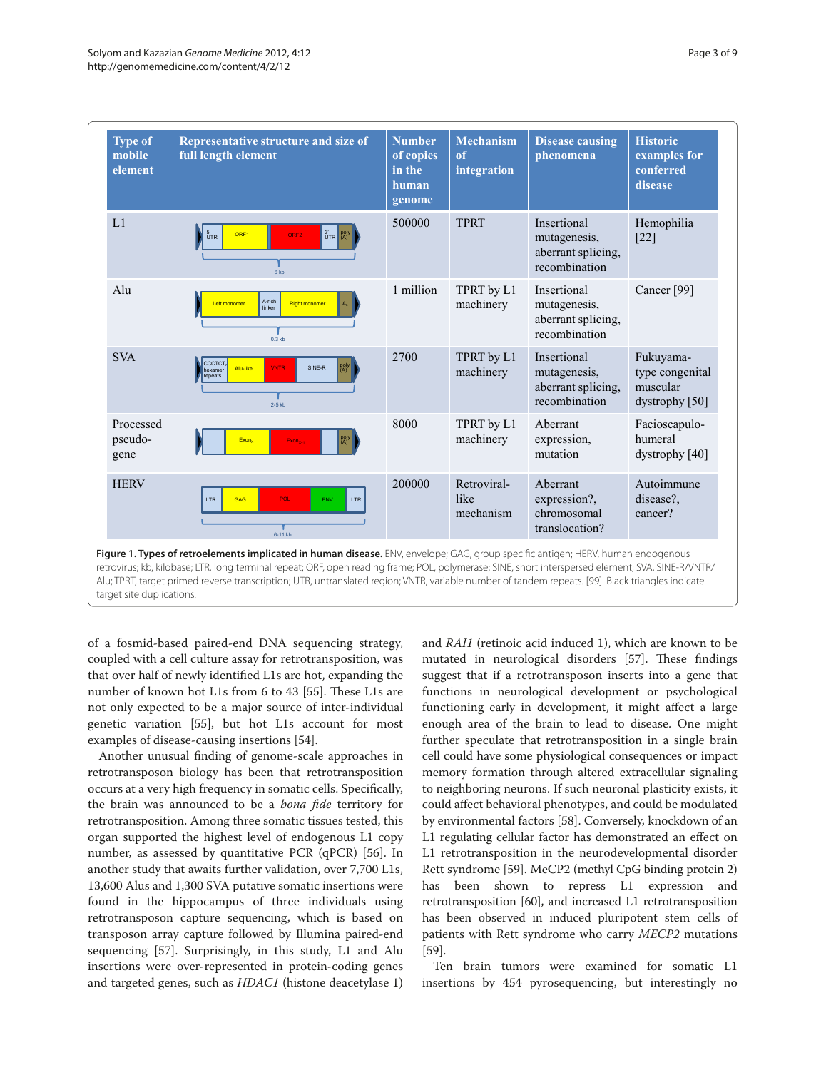| Type of mobile element | Representative structure and size of full length element | Number of copies in the human genome | Mechanism of integration | Disease causing phenomena | Historic examples for conferred disease |
|---|---|---|---|---|---|
| L1 | 5' UTR, ORF1, ORF2, 3' UTR, poly (A); 6 kb | 500000 | TPRT | Insertional mutagenesis, aberrant splicing, recombination | Hemophilia [22] |
| Alu | Left monomer, A-rich linker, Right monomer, $A_n$; 0.3 kb | 1 million | TPRT by L1 machinery | Insertional mutagenesis, aberrant splicing, recombination | Cancer [99] |
| SVA | $CCCTCT_n$ hexamer repeats, Alu-like, VNTR, SINE-R, poly (A); 2-5 kb | 2700 | TPRT by L1 machinery | Insertional mutagenesis, aberrant splicing, recombination | Fukuyama-type congenital muscular dystrophy [50] |
| Processed pseudo-gene | $Exon_x$, $Exon_{x+1}$, poly (A) | 8000 | TPRT by L1 machinery | Aberrant expression, mutation | Facioscapulo-humeral dystrophy [40] |
| HERV | LTR, GAG, POL, ENV, LTR; 6-11 kb | 200000 | Retroviral-like mechanism | Aberrant expression?, chromosomal translocation? | Autoimmune disease?, cancer? |

**Figure 1. Types of retroelements implicated in human disease.** ENV, envelope; GAG, group specific antigen; HERV, human endogenous retrovirus; kb, kilobase; LTR, long terminal repeat; ORF, open reading frame; POL, polymerase; SINE, short interspersed element; SVA, SINE-R/VNTR/Alu; TPRT, target primed reverse transcription; UTR, untranslated region; VNTR, variable number of tandem repeats. [99]. Black triangles indicate target site duplications.

of a fosmid-based paired-end DNA sequencing strategy, coupled with a cell culture assay for retrotransposition, was that over half of newly identified L1s are hot, expanding the number of known hot L1s from 6 to 43 [55]. These L1s are not only expected to be a major source of inter-individual genetic variation [55], but hot L1s account for most examples of disease-causing insertions [54].

Another unusual finding of genome-scale approaches in retrotransposon biology has been that retrotransposition occurs at a very high frequency in somatic cells. Specifically, the brain was announced to be a *bona fide* territory for retrotransposition. Among three somatic tissues tested, this organ supported the highest level of endogenous L1 copy number, as assessed by quantitative PCR (qPCR) [56]. In another study that awaits further validation, over 7,700 L1s, 13,600 Alus and 1,300 SVA putative somatic insertions were found in the hippocampus of three individuals using retrotransposon capture sequencing, which is based on transposon array capture followed by Illumina paired-end sequencing [57]. Surprisingly, in this study, L1 and Alu insertions were over-represented in protein-coding genes and targeted genes, such as *HDAC1* (histone deacetylase 1) and *RAI1* (retinoic acid induced 1), which are known to be mutated in neurological disorders [57]. These findings suggest that if a retrotransposon inserts into a gene that functions in neurological development or psychological functioning early in development, it might affect a large enough area of the brain to lead to disease. One might further speculate that retrotransposition in a single brain cell could have some physiological consequences or impact memory formation through altered extracellular signaling to neighboring neurons. If such neuronal plasticity exists, it could affect behavioral phenotypes, and could be modulated by environmental factors [58]. Conversely, knockdown of an L1 regulating cellular factor has demonstrated an effect on L1 retrotransposition in the neurodevelopmental disorder Rett syndrome [59]. MeCP2 (methyl CpG binding protein 2) has been shown to repress L1 expression and retrotransposition [60], and increased L1 retrotransposition has been observed in induced pluripotent stem cells of patients with Rett syndrome who carry *MECP2* mutations [59].

Ten brain tumors were examined for somatic L1 insertions by 454 pyrosequencing, but interestingly no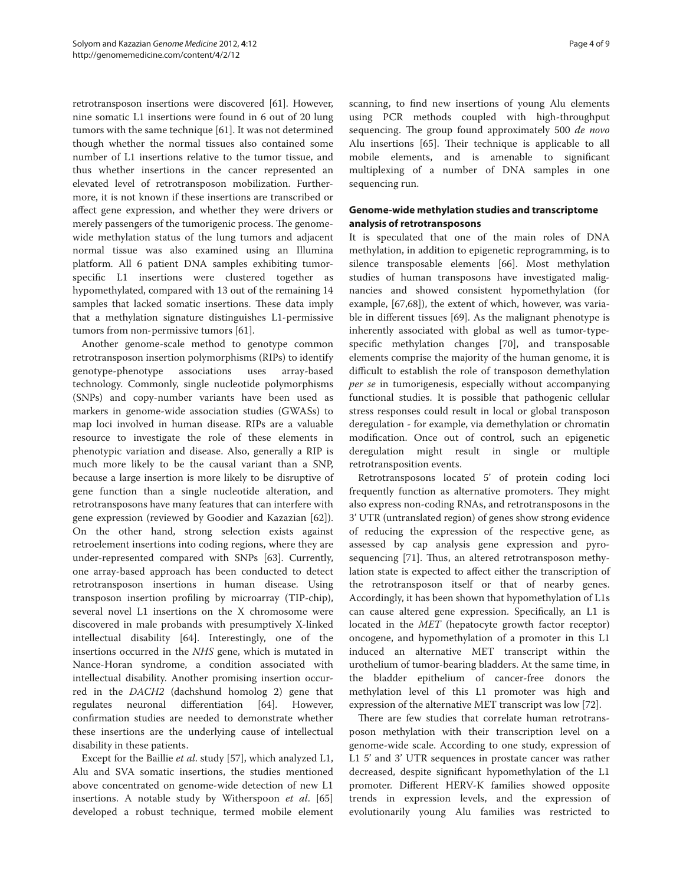retrotransposon insertions were discovered [61]. However, nine somatic L1 insertions were found in 6 out of 20 lung tumors with the same technique [61]. It was not determined though whether the normal tissues also contained some number of L1 insertions relative to the tumor tissue, and thus whether insertions in the cancer represented an elevated level of retrotransposon mobilization. Furthermore, it is not known if these insertions are transcribed or affect gene expression, and whether they were drivers or merely passengers of the tumorigenic process. The genome-wide methylation status of the lung tumors and adjacent normal tissue was also examined using an Illumina platform. All 6 patient DNA samples exhibiting tumor-specific L1 insertions were clustered together as hypomethylated, compared with 13 out of the remaining 14 samples that lacked somatic insertions. These data imply that a methylation signature distinguishes L1-permissive tumors from non-permissive tumors [61].

Another genome-scale method to genotype common retrotransposon insertion polymorphisms (RIPs) to identify genotype-phenotype associations uses array-based technology. Commonly, single nucleotide polymorphisms (SNPs) and copy-number variants have been used as markers in genome-wide association studies (GWASs) to map loci involved in human disease. RIPs are a valuable resource to investigate the role of these elements in phenotypic variation and disease. Also, generally a RIP is much more likely to be the causal variant than a SNP, because a large insertion is more likely to be disruptive of gene function than a single nucleotide alteration, and retrotransposons have many features that can interfere with gene expression (reviewed by Goodier and Kazazian [62]). On the other hand, strong selection exists against retroelement insertions into coding regions, where they are under-represented compared with SNPs [63]. Currently, one array-based approach has been conducted to detect retrotransposon insertions in human disease. Using transposon insertion profiling by microarray (TIP-chip), several novel L1 insertions on the X chromosome were discovered in male probands with presumptively X-linked intellectual disability [64]. Interestingly, one of the insertions occurred in the *NHS* gene, which is mutated in Nance-Horan syndrome, a condition associated with intellectual disability. Another promising insertion occurred in the *DACH2* (dachshund homolog 2) gene that regulates neuronal differentiation [64]. However, confirmation studies are needed to demonstrate whether these insertions are the underlying cause of intellectual disability in these patients.

Except for the Baillie *et al*. study [57], which analyzed L1, Alu and SVA somatic insertions, the studies mentioned above concentrated on genome-wide detection of new L1 insertions. A notable study by Witherspoon *et al*. [65] developed a robust technique, termed mobile element scanning, to find new insertions of young Alu elements using PCR methods coupled with high-throughput sequencing. The group found approximately 500 *de novo* Alu insertions [65]. Their technique is applicable to all mobile elements, and is amenable to significant multiplexing of a number of DNA samples in one sequencing run.

## Genome-wide methylation studies and transcriptome analysis of retrotransposons

It is speculated that one of the main roles of DNA methylation, in addition to epigenetic reprogramming, is to silence transposable elements [66]. Most methylation studies of human transposons have investigated malignancies and showed consistent hypomethylation (for example, [67,68]), the extent of which, however, was variable in different tissues [69]. As the malignant phenotype is inherently associated with global as well as tumor-type-specific methylation changes [70], and transposable elements comprise the majority of the human genome, it is difficult to establish the role of transposon demethylation *per se* in tumorigenesis, especially without accompanying functional studies. It is possible that pathogenic cellular stress responses could result in local or global transposon deregulation - for example, via demethylation or chromatin modification. Once out of control, such an epigenetic deregulation might result in single or multiple retrotransposition events.

Retrotransposons located 5' of protein coding loci frequently function as alternative promoters. They might also express non-coding RNAs, and retrotransposons in the 3' UTR (untranslated region) of genes show strong evidence of reducing the expression of the respective gene, as assessed by cap analysis gene expression and pyrosequencing [71]. Thus, an altered retrotransposon methylation state is expected to affect either the transcription of the retrotransposon itself or that of nearby genes. Accordingly, it has been shown that hypomethylation of L1s can cause altered gene expression. Specifically, an L1 is located in the *MET* (hepatocyte growth factor receptor) oncogene, and hypomethylation of a promoter in this L1 induced an alternative MET transcript within the urothelium of tumor-bearing bladders. At the same time, in the bladder epithelium of cancer-free donors the methylation level of this L1 promoter was high and expression of the alternative MET transcript was low [72].

There are few studies that correlate human retrotransposon methylation with their transcription level on a genome-wide scale. According to one study, expression of L1 5' and 3' UTR sequences in prostate cancer was rather decreased, despite significant hypomethylation of the L1 promoter. Different HERV-K families showed opposite trends in expression levels, and the expression of evolutionarily young Alu families was restricted to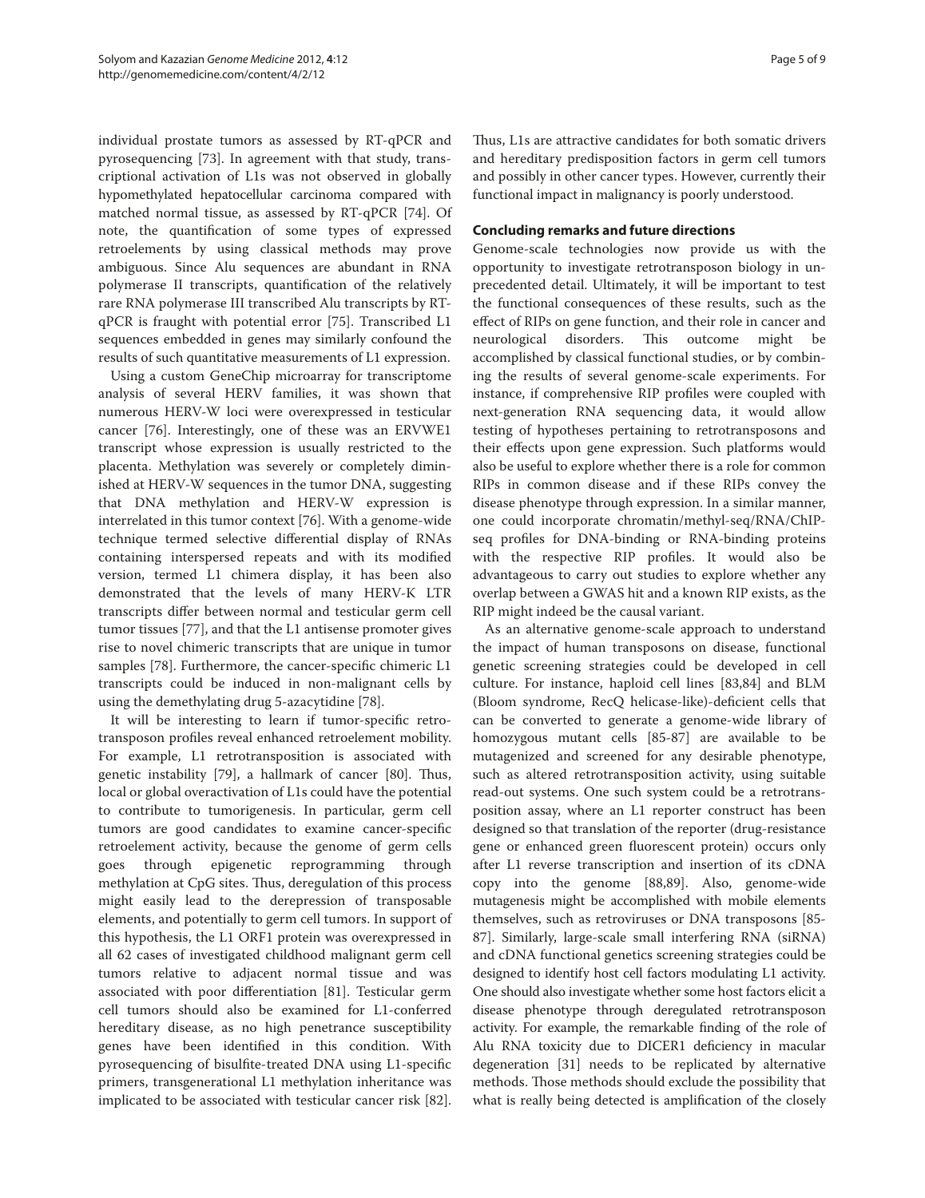individual prostate tumors as assessed by RT-qPCR and pyrosequencing [73]. In agreement with that study, transcriptional activation of L1s was not observed in globally hypomethylated hepatocellular carcinoma compared with matched normal tissue, as assessed by RT-qPCR [74]. Of note, the quantification of some types of expressed retroelements by using classical methods may prove ambiguous. Since Alu sequences are abundant in RNA polymerase II transcripts, quantification of the relatively rare RNA polymerase III transcribed Alu transcripts by RT-qPCR is fraught with potential error [75]. Transcribed L1 sequences embedded in genes may similarly confound the results of such quantitative measurements of L1 expression.

Using a custom GeneChip microarray for transcriptome analysis of several HERV families, it was shown that numerous HERV-W loci were overexpressed in testicular cancer [76]. Interestingly, one of these was an ERVWE1 transcript whose expression is usually restricted to the placenta. Methylation was severely or completely diminished at HERV-W sequences in the tumor DNA, suggesting that DNA methylation and HERV-W expression is interrelated in this tumor context [76]. With a genome-wide technique termed selective differential display of RNAs containing interspersed repeats and with its modified version, termed L1 chimera display, it has been also demonstrated that the levels of many HERV-K LTR transcripts differ between normal and testicular germ cell tumor tissues [77], and that the L1 antisense promoter gives rise to novel chimeric transcripts that are unique in tumor samples [78]. Furthermore, the cancer-specific chimeric L1 transcripts could be induced in non-malignant cells by using the demethylating drug 5-azacytidine [78].

It will be interesting to learn if tumor-specific retrotransposon profiles reveal enhanced retroelement mobility. For example, L1 retrotransposition is associated with genetic instability [79], a hallmark of cancer [80]. Thus, local or global overactivation of L1s could have the potential to contribute to tumorigenesis. In particular, germ cell tumors are good candidates to examine cancer-specific retroelement activity, because the genome of germ cells goes through epigenetic reprogramming through methylation at CpG sites. Thus, deregulation of this process might easily lead to the derepression of transposable elements, and potentially to germ cell tumors. In support of this hypothesis, the L1 ORF1 protein was overexpressed in all 62 cases of investigated childhood malignant germ cell tumors relative to adjacent normal tissue and was associated with poor differentiation [81]. Testicular germ cell tumors should also be examined for L1-conferred hereditary disease, as no high penetrance susceptibility genes have been identified in this condition. With pyrosequencing of bisulfite-treated DNA using L1-specific primers, transgenerational L1 methylation inheritance was implicated to be associated with testicular cancer risk [82]. Thus, L1s are attractive candidates for both somatic drivers and hereditary predisposition factors in germ cell tumors and possibly in other cancer types. However, currently their functional impact in malignancy is poorly understood.

## Concluding remarks and future directions

Genome-scale technologies now provide us with the opportunity to investigate retrotransposon biology in unprecedented detail. Ultimately, it will be important to test the functional consequences of these results, such as the effect of RIPs on gene function, and their role in cancer and neurological disorders. This outcome might be accomplished by classical functional studies, or by combining the results of several genome-scale experiments. For instance, if comprehensive RIP profiles were coupled with next-generation RNA sequencing data, it would allow testing of hypotheses pertaining to retrotransposons and their effects upon gene expression. Such platforms would also be useful to explore whether there is a role for common RIPs in common disease and if these RIPs convey the disease phenotype through expression. In a similar manner, one could incorporate chromatin/methyl-seq/RNA/ChIP-seq profiles for DNA-binding or RNA-binding proteins with the respective RIP profiles. It would also be advantageous to carry out studies to explore whether any overlap between a GWAS hit and a known RIP exists, as the RIP might indeed be the causal variant.

As an alternative genome-scale approach to understand the impact of human transposons on disease, functional genetic screening strategies could be developed in cell culture. For instance, haploid cell lines [83,84] and BLM (Bloom syndrome, RecQ helicase-like)-deficient cells that can be converted to generate a genome-wide library of homozygous mutant cells [85-87] are available to be mutagenized and screened for any desirable phenotype, such as altered retrotransposition activity, using suitable read-out systems. One such system could be a retrotransposition assay, where an L1 reporter construct has been designed so that translation of the reporter (drug-resistance gene or enhanced green fluorescent protein) occurs only after L1 reverse transcription and insertion of its cDNA copy into the genome [88,89]. Also, genome-wide mutagenesis might be accomplished with mobile elements themselves, such as retroviruses or DNA transposons [85-87]. Similarly, large-scale small interfering RNA (siRNA) and cDNA functional genetics screening strategies could be designed to identify host cell factors modulating L1 activity. One should also investigate whether some host factors elicit a disease phenotype through deregulated retrotransposon activity. For example, the remarkable finding of the role of Alu RNA toxicity due to DICER1 deficiency in macular degeneration [31] needs to be replicated by alternative methods. Those methods should exclude the possibility that what is really being detected is amplification of the closely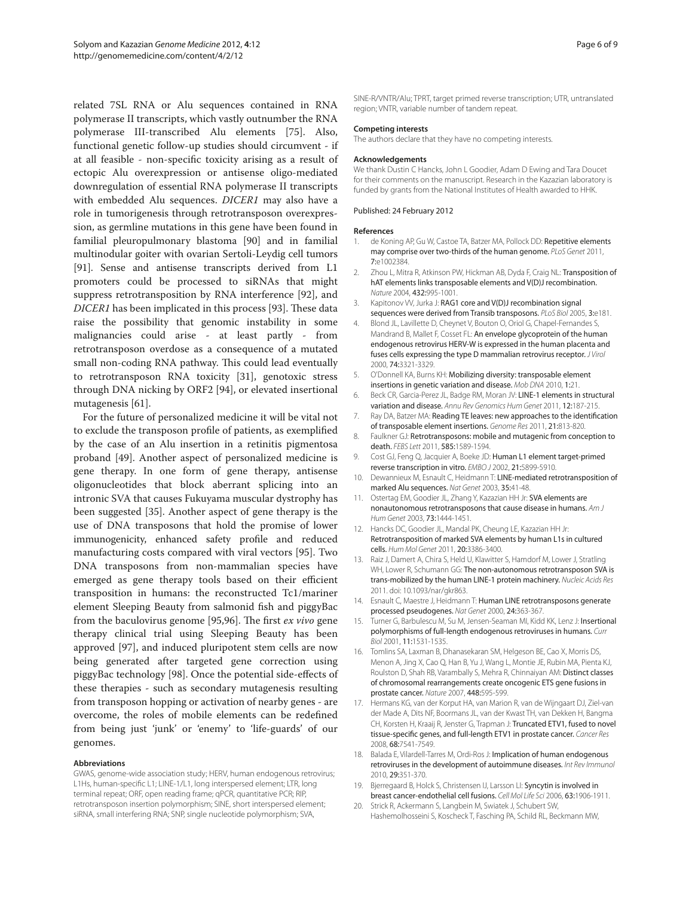related 7SL RNA or Alu sequences contained in RNA polymerase II transcripts, which vastly outnumber the RNA polymerase III-transcribed Alu elements [75]. Also, functional genetic follow-up studies should circumvent - if at all feasible - non-specific toxicity arising as a result of ectopic Alu overexpression or antisense oligo-mediated downregulation of essential RNA polymerase II transcripts with embedded Alu sequences. *DICER1* may also have a role in tumorigenesis through retrotransposon overexpression, as germline mutations in this gene have been found in familial pleuropulmonary blastoma [90] and in familial multinodular goiter with ovarian Sertoli-Leydig cell tumors [91]. Sense and antisense transcripts derived from L1 promoters could be processed to siRNAs that might suppress retrotransposition by RNA interference [92], and *DICER1* has been implicated in this process [93]. These data raise the possibility that genomic instability in some malignancies could arise - at least partly - from retrotransposon overdose as a consequence of a mutated small non-coding RNA pathway. This could lead eventually to retrotransposon RNA toxicity [31], genotoxic stress through DNA nicking by ORF2 [94], or elevated insertional mutagenesis [61].

For the future of personalized medicine it will be vital not to exclude the transposon profile of patients, as exemplified by the case of an Alu insertion in a retinitis pigmentosa proband [49]. Another aspect of personalized medicine is gene therapy. In one form of gene therapy, antisense oligonucleotides that block aberrant splicing into an intronic SVA that causes Fukuyama muscular dystrophy has been suggested [35]. Another aspect of gene therapy is the use of DNA transposons that hold the promise of lower immunogenicity, enhanced safety profile and reduced manufacturing costs compared with viral vectors [95]. Two DNA transposons from non-mammalian species have emerged as gene therapy tools based on their efficient transposition in humans: the reconstructed Tc1/mariner element Sleeping Beauty from salmonid fish and piggyBac from the baculovirus genome [95,96]. The first *ex vivo* gene therapy clinical trial using Sleeping Beauty has been approved [97], and induced pluripotent stem cells are now being generated after targeted gene correction using piggyBac technology [98]. Once the potential side-effects of these therapies - such as secondary mutagenesis resulting from transposon hopping or activation of nearby genes - are overcome, the roles of mobile elements can be redefined from being just 'junk' or 'enemy' to 'life-guards' of our genomes.

#### Abbreviations

GWAS, genome-wide association study; HERV, human endogenous retrovirus; L1Hs, human-specific L1; LINE-1/L1, long interspersed element; LTR, long terminal repeat; ORF, open reading frame; qPCR, quantitative PCR; RIP, retrotransposon insertion polymorphism; SINE, short interspersed element; siRNA, small interfering RNA; SNP, single nucleotide polymorphism; SVA, SINE-R/VNTR/Alu; TPRT, target primed reverse transcription; UTR, untranslated region; VNTR, variable number of tandem repeat.

#### Competing interests

The authors declare that they have no competing interests.

#### Acknowledgements

We thank Dustin C Hancks, John L Goodier, Adam D Ewing and Tara Doucet for their comments on the manuscript. Research in the Kazazian laboratory is funded by grants from the National Institutes of Health awarded to HHK.

Published: 24 February 2012

#### References

1. de Koning AP, Gu W, Castoe TA, Batzer MA, Pollock DD: **Repetitive elements may comprise over two-thirds of the human genome.** *PLoS Genet* 2011, **7:**e1002384.
2. Zhou L, Mitra R, Atkinson PW, Hickman AB, Dyda F, Craig NL: **Transposition of hAT elements links transposable elements and V(D)J recombination.** *Nature* 2004, **432:**995-1001.
3. Kapitonov VV, Jurka J: **RAG1 core and V(D)J recombination signal sequences were derived from Transib transposons.** *PLoS Biol* 2005, **3:**e181.
4. Blond JL, Lavillette D, Cheynet V, Bouton O, Oriol G, Chapel-Fernandes S, Mandrand B, Mallet F, Cosset FL: **An envelope glycoprotein of the human endogenous retrovirus HERV-W is expressed in the human placenta and fuses cells expressing the type D mammalian retrovirus receptor.** *J Virol* 2000, **74:**3321-3329.
5. O'Donnell KA, Burns KH: **Mobilizing diversity: transposable element insertions in genetic variation and disease.** *Mob DNA* 2010, **1:**21.
6. Beck CR, Garcia-Perez JL, Badge RM, Moran JV: **LINE-1 elements in structural variation and disease.** *Annu Rev Genomics Hum Genet* 2011, **12:**187-215.
7. Ray DA, Batzer MA: **Reading TE leaves: new approaches to the identification of transposable element insertions.** *Genome Res* 2011, **21:**813-820.
8. Faulkner GJ: **Retrotransposons: mobile and mutagenic from conception to death.** *FEBS Lett* 2011, **585:**1589-1594.
9. Cost GJ, Feng Q, Jacquier A, Boeke JD: **Human L1 element target-primed reverse transcription in vitro.** *EMBO J* 2002, **21:**5899-5910.
10. Dewannieux M, Esnault C, Heidmann T: **LINE-mediated retrotransposition of marked Alu sequences.** *Nat Genet* 2003, **35:**41-48.
11. Ostertag EM, Goodier JL, Zhang Y, Kazazian HH Jr: **SVA elements are nonautonomous retrotransposons that cause disease in humans.** *Am J Hum Genet* 2003, **73:**1444-1451.
12. Hancks DC, Goodier JL, Mandal PK, Cheung LE, Kazazian HH Jr: **Retrotransposition of marked SVA elements by human L1s in cultured cells.** *Hum Mol Genet* 2011, **20:**3386-3400.
13. Raiz J, Damert A, Chira S, Held U, Klawitter S, Hamdorf M, Lower J, Stratling WH, Lower R, Schumann GG: **The non-autonomous retrotransposon SVA is trans-mobilized by the human LINE-1 protein machinery.** *Nucleic Acids Res* 2011. doi: 10.1093/nar/gkr863.
14. Esnault C, Maestre J, Heidmann T: **Human LINE retrotransposons generate processed pseudogenes.** *Nat Genet* 2000, **24:**363-367.
15. Turner G, Barbulescu M, Su M, Jensen-Seaman MI, Kidd KK, Lenz J: **Insertional polymorphisms of full-length endogenous retroviruses in humans.** *Curr Biol* 2001, **11:**1531-1535.
16. Tomlins SA, Laxman B, Dhanasekaran SM, Helgeson BE, Cao X, Morris DS, Menon A, Jing X, Cao Q, Han B, Yu J, Wang L, Montie JE, Rubin MA, Pienta KJ, Roulston D, Shah RB, Varambally S, Mehra R, Chinnaiyan AM: **Distinct classes of chromosomal rearrangements create oncogenic ETS gene fusions in prostate cancer.** *Nature* 2007, **448:**595-599.
17. Hermans KG, van der Korput HA, van Marion R, van de Wijngaart DJ, Ziel-van der Made A, Dits NF, Boormans JL, van der Kwast TH, van Dekken H, Bangma CH, Korsten H, Kraaij R, Jenster G, Trapman J: **Truncated ETV1, fused to novel tissue-specific genes, and full-length ETV1 in prostate cancer.** *Cancer Res* 2008, **68:**7541-7549.
18. Balada E, Vilardell-Tarres M, Ordi-Ros J: **Implication of human endogenous retroviruses in the development of autoimmune diseases.** *Int Rev Immunol* 2010, **29:**351-370.
19. Bjerregaard B, Holck S, Christensen IJ, Larsson LI: **Syncytin is involved in breast cancer-endothelial cell fusions.** *Cell Mol Life Sci* 2006, **63:**1906-1911.
20. Strick R, Ackermann S, Langbein M, Swiatek J, Schubert SW, Hashemolhosseini S, Koscheck T, Fasching PA, Schild RL, Beckmann MW,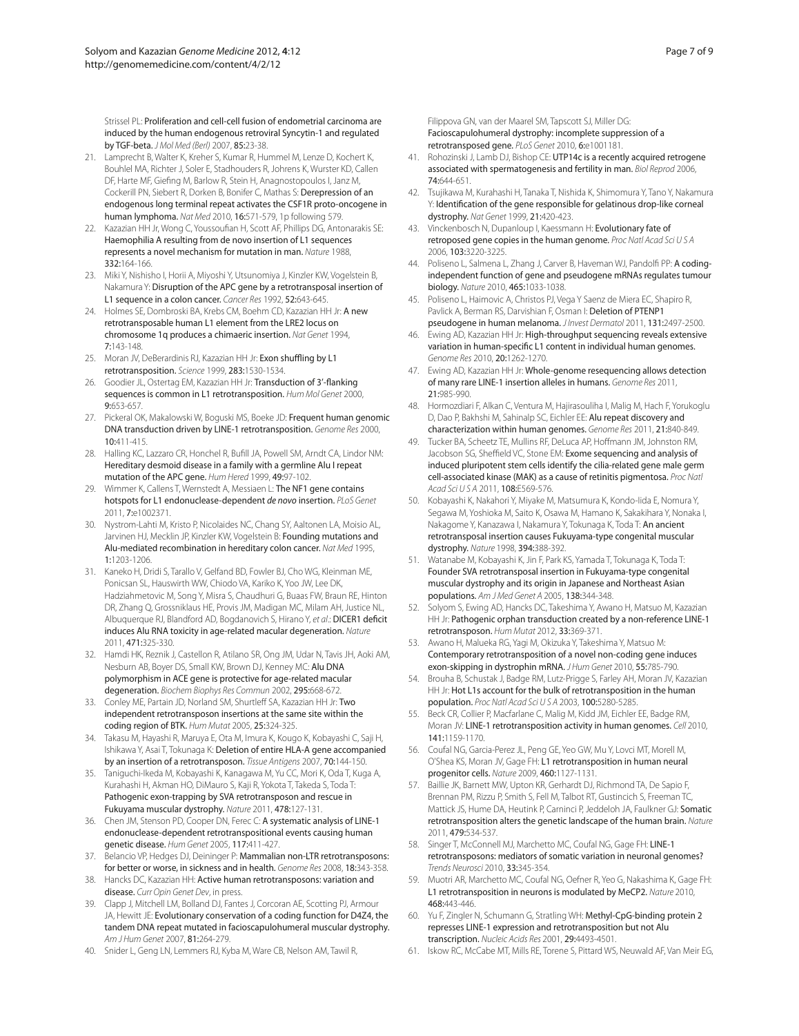Strissel PL: **Proliferation and cell-cell fusion of endometrial carcinoma are induced by the human endogenous retroviral Syncytin-1 and regulated by TGF-beta.** *J Mol Med (Berl)* 2007, **85**:23-38.

21. Lamprecht B, Walter K, Kreher S, Kumar R, Hummel M, Lenze D, Kochert K, Bouhlel MA, Richter J, Soler E, Stadhouders R, Johrens K, Wurster KD, Callen DF, Harte MF, Giefing M, Barlow R, Stein H, Anagnostopoulos I, Janz M, Cockerill PN, Siebert R, Dorken B, Bonifer C, Mathas S: **Derepression of an endogenous long terminal repeat activates the CSF1R proto-oncogene in human lymphoma.** *Nat Med* 2010, **16**:571-579, 1p following 579.
22. Kazazian HH Jr, Wong C, Youssoufian H, Scott AF, Phillips DG, Antonarakis SE: **Haemophilia A resulting from de novo insertion of L1 sequences represents a novel mechanism for mutation in man.** *Nature* 1988, **332**:164-166.
23. Miki Y, Nishisho I, Horii A, Miyoshi Y, Utsunomiya J, Kinzler KW, Vogelstein B, Nakamura Y: **Disruption of the APC gene by a retrotransposal insertion of L1 sequence in a colon cancer.** *Cancer Res* 1992, **52**:643-645.
24. Holmes SE, Dombroski BA, Krebs CM, Boehm CD, Kazazian HH Jr: **A new retrotransposable human L1 element from the LRE2 locus on chromosome 1q produces a chimaeric insertion.** *Nat Genet* 1994, **7**:143-148.
25. Moran JV, DeBerardinis RJ, Kazazian HH Jr: **Exon shuffling by L1 retrotransposition.** *Science* 1999, **283**:1530-1534.
26. Goodier JL, Ostertag EM, Kazazian HH Jr: **Transduction of 3'-flanking sequences is common in L1 retrotransposition.** *Hum Mol Genet* 2000, **9**:653-657.
27. Pickeral OK, Makalowski W, Boguski MS, Boeke JD: **Frequent human genomic DNA transduction driven by LINE-1 retrotransposition.** *Genome Res* 2000, **10**:411-415.
28. Halling KC, Lazzaro CR, Honchel R, Bufill JA, Powell SM, Arndt CA, Lindor NM: **Hereditary desmoid disease in a family with a germline Alu I repeat mutation of the APC gene.** *Hum Hered* 1999, **49**:97-102.
29. Wimmer K, Callens T, Wernstedt A, Messiaen L: **The NF1 gene contains hotspots for L1 endonuclease-dependent *de novo* insertion.** *PLoS Genet* 2011, **7**:e1002371.
30. Nystrom-Lahti M, Kristo P, Nicolaides NC, Chang SY, Aaltonen LA, Moisio AL, Jarvinen HJ, Mecklin JP, Kinzler KW, Vogelstein B: **Founding mutations and Alu-mediated recombination in hereditary colon cancer.** *Nat Med* 1995, **1**:1203-1206.
31. Kaneko H, Dridi S, Tarallo V, Gelfand BD, Fowler BJ, Cho WG, Kleinman ME, Ponicsan SL, Hauswirth WW, Chiodo VA, Kariko K, Yoo JW, Lee DK, Hadziahmetovic M, Song Y, Misra S, Chaudhuri G, Buaas FW, Braun RE, Hinton DR, Zhang Q, Grossniklaus HE, Provis JM, Madigan MC, Milam AH, Justice NL, Albuquerque RJ, Blandford AD, Bogdanovich S, Hirano Y, *et al.*: **DICER1 deficit induces Alu RNA toxicity in age-related macular degeneration.** *Nature* 2011, **471**:325-330.
32. Hamdi HK, Reznik J, Castellon R, Atilano SR, Ong JM, Udar N, Tavis JH, Aoki AM, Nesburn AB, Boyer DS, Small KW, Brown DJ, Kenney MC: **Alu DNA polymorphism in ACE gene is protective for age-related macular degeneration.** *Biochem Biophys Res Commun* 2002, **295**:668-672.
33. Conley ME, Partain JD, Norland SM, Shurtleff SA, Kazazian HH Jr: **Two independent retrotransposon insertions at the same site within the coding region of BTK.** *Hum Mutat* 2005, **25**:324-325.
34. Takasu M, Hayashi R, Maruya E, Ota M, Imura K, Kougo K, Kobayashi C, Saji H, Ishikawa Y, Asai T, Tokunaga K: **Deletion of entire HLA-A gene accompanied by an insertion of a retrotransposon.** *Tissue Antigens* 2007, **70**:144-150.
35. Taniguchi-Ikeda M, Kobayashi K, Kanagawa M, Yu CC, Mori K, Oda T, Kuga A, Kurahashi H, Akman HO, DiMauro S, Kaji R, Yokota T, Takeda S, Toda T: **Pathogenic exon-trapping by SVA retrotransposon and rescue in Fukuyama muscular dystrophy.** *Nature* 2011, **478**:127-131.
36. Chen JM, Stenson PD, Cooper DN, Ferec C: **A systematic analysis of LINE-1 endonuclease-dependent retrotranspositional events causing human genetic disease.** *Hum Genet* 2005, **117**:411-427.
37. Belancio VP, Hedges DJ, Deininger P: **Mammalian non-LTR retrotransposons: for better or worse, in sickness and in health.** *Genome Res* 2008, **18**:343-358.
38. Hancks DC, Kazazian HH: **Active human retrotransposons: variation and disease.** *Curr Opin Genet Dev*, in press.
39. Clapp J, Mitchell LM, Bolland DJ, Fantes J, Corcoran AE, Scotting PJ, Armour JA, Hewitt JE: **Evolutionary conservation of a coding function for D4Z4, the tandem DNA repeat mutated in facioscapulohumeral muscular dystrophy.** *Am J Hum Genet* 2007, **81**:264-279.
40. Snider L, Geng LN, Lemmers RJ, Kyba M, Ware CB, Nelson AM, Tawil R, Filippova GN, van der Maarel SM, Tapscott SJ, Miller DG: **Facioscapulohumeral dystrophy: incomplete suppression of a retrotransposed gene.** *PLoS Genet* 2010, **6**:e1001181.
41. Rohozinski J, Lamb DJ, Bishop CE: **UTP14c is a recently acquired retrogene associated with spermatogenesis and fertility in man.** *Biol Reprod* 2006, **74**:644-651.
42. Tsujikawa M, Kurahashi H, Tanaka T, Nishida K, Shimomura Y, Tano Y, Nakamura Y: **Identification of the gene responsible for gelatinous drop-like corneal dystrophy.** *Nat Genet* 1999, **21**:420-423.
43. Vinckenbosch N, Dupanloup I, Kaessmann H: **Evolutionary fate of retroposed gene copies in the human genome.** *Proc Natl Acad Sci U S A* 2006, **103**:3220-3225.
44. Poliseno L, Salmena L, Zhang J, Carver B, Haveman WJ, Pandolfi PP: **A coding-independent function of gene and pseudogene mRNAs regulates tumour biology.** *Nature* 2010, **465**:1033-1038.
45. Poliseno L, Haimovic A, Christos PJ, Vega Y Saenz de Miera EC, Shapiro R, Pavlick A, Berman RS, Darvishian F, Osman I: **Deletion of PTENP1 pseudogene in human melanoma.** *J Invest Dermatol* 2011, **131**:2497-2500.
46. Ewing AD, Kazazian HH Jr: **High-throughput sequencing reveals extensive variation in human-specific L1 content in individual human genomes.** *Genome Res* 2010, **20**:1262-1270.
47. Ewing AD, Kazazian HH Jr: **Whole-genome resequencing allows detection of many rare LINE-1 insertion alleles in humans.** *Genome Res* 2011, **21**:985-990.
48. Hormozdiari F, Alkan C, Ventura M, Hajirasouliha I, Malig M, Hach F, Yorukoglu D, Dao P, Bakhshi M, Sahinalp SC, Eichler EE: **Alu repeat discovery and characterization within human genomes.** *Genome Res* 2011, **21**:840-849.
49. Tucker BA, Scheetz TE, Mullins RF, DeLuca AP, Hoffmann JM, Johnston RM, Jacobson SG, Sheffield VC, Stone EM: **Exome sequencing and analysis of induced pluripotent stem cells identify the cilia-related gene male germ cell-associated kinase (MAK) as a cause of retinitis pigmentosa.** *Proc Natl Acad Sci U S A* 2011, **108**:E569-576.
50. Kobayashi K, Nakahori Y, Miyake M, Matsumura K, Kondo-Iida E, Nomura Y, Segawa M, Yoshioka M, Saito K, Osawa M, Hamano K, Sakakihara Y, Nonaka I, Nakagome Y, Kanazawa I, Nakamura Y, Tokunaga K, Toda T: **An ancient retrotransposal insertion causes Fukuyama-type congenital muscular dystrophy.** *Nature* 1998, **394**:388-392.
51. Watanabe M, Kobayashi K, Jin F, Park KS, Yamada T, Tokunaga K, Toda T: **Founder SVA retrotransposal insertion in Fukuyama-type congenital muscular dystrophy and its origin in Japanese and Northeast Asian populations.** *Am J Med Genet A* 2005, **138**:344-348.
52. Solyom S, Ewing AD, Hancks DC, Takeshima Y, Awano H, Matsuo M, Kazazian HH Jr: **Pathogenic orphan transduction created by a non-reference LINE-1 retrotransposon.** *Hum Mutat* 2012, **33**:369-371.
53. Awano H, Malueka RG, Yagi M, Okizuka Y, Takeshima Y, Matsuo M: **Contemporary retrotransposition of a novel non-coding gene induces exon-skipping in dystrophin mRNA.** *J Hum Genet* 2010, **55**:785-790.
54. Brouha B, Schustak J, Badge RM, Lutz-Prigge S, Farley AH, Moran JV, Kazazian HH Jr: **Hot L1s account for the bulk of retrotransposition in the human population.** *Proc Natl Acad Sci U S A* 2003, **100**:5280-5285.
55. Beck CR, Collier P, Macfarlane C, Malig M, Kidd JM, Eichler EE, Badge RM, Moran JV: **LINE-1 retrotransposition activity in human genomes.** *Cell* 2010, **141**:1159-1170.
56. Coufal NG, Garcia-Perez JL, Peng GE, Yeo GW, Mu Y, Lovci MT, Morell M, O'Shea KS, Moran JV, Gage FH: **L1 retrotransposition in human neural progenitor cells.** *Nature* 2009, **460**:1127-1131.
57. Baillie JK, Barnett MW, Upton KR, Gerhardt DJ, Richmond TA, De Sapio F, Brennan PM, Rizzu P, Smith S, Fell M, Talbot RT, Gustincich S, Freeman TC, Mattick JS, Hume DA, Heutink P, Carninci P, Jeddeloh JA, Faulkner GJ: **Somatic retrotransposition alters the genetic landscape of the human brain.** *Nature* 2011, **479**:534-537.
58. Singer T, McConnell MJ, Marchetto MC, Coufal NG, Gage FH: **LINE-1 retrotransposons: mediators of somatic variation in neuronal genomes?** *Trends Neurosci* 2010, **33**:345-354.
59. Muotri AR, Marchetto MC, Coufal NG, Oefner R, Yeo G, Nakashima K, Gage FH: **L1 retrotransposition in neurons is modulated by MeCP2.** *Nature* 2010, **468**:443-446.
60. Yu F, Zingler N, Schumann G, Stratling WH: **Methyl-CpG-binding protein 2 represses LINE-1 expression and retrotransposition but not Alu transcription.** *Nucleic Acids Res* 2001, **29**:4493-4501.
61. Iskow RC, McCabe MT, Mills RE, Torene S, Pittard WS, Neuwald AF, Van Meir EG,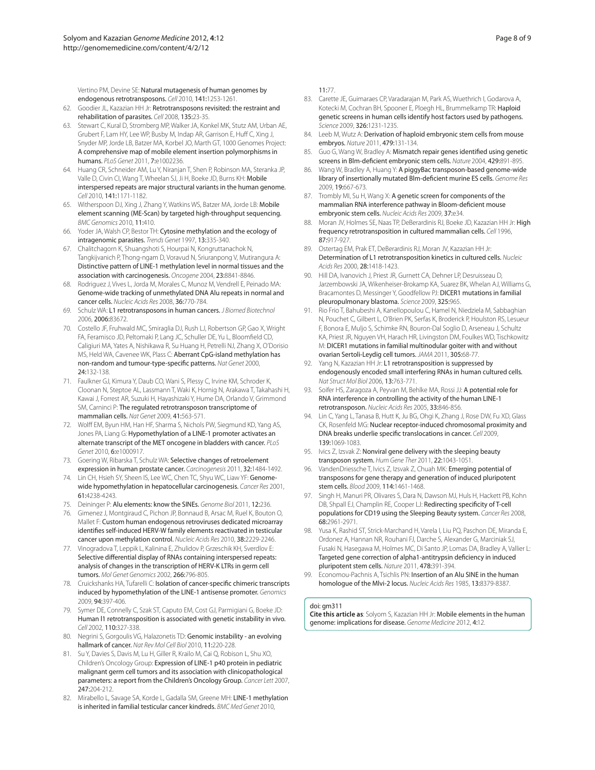Vertino PM, Devine SE: Natural mutagenesis of human genomes by endogenous retrotransposons. *Cell* 2010, **141:**1253-1261.

62. Goodier JL, Kazazian HH Jr: Retrotransposons revisited: the restraint and rehabilitation of parasites. *Cell* 2008, **135:**23-35.
63. Stewart C, Kural D, Stromberg MP, Walker JA, Konkel MK, Stutz AM, Urban AE, Grubert F, Lam HY, Lee WP, Busby M, Indap AR, Garrison E, Huff C, Xing J, Snyder MP, Jorde LB, Batzer MA, Korbel JO, Marth GT, 1000 Genomes Project: A comprehensive map of mobile element insertion polymorphisms in humans. *PLoS Genet* 2011, **7:**e1002236.
64. Huang CR, Schneider AM, Lu Y, Niranjan T, Shen P, Robinson MA, Steranka JP, Valle D, Civin CI, Wang T, Wheelan SJ, Ji H, Boeke JD, Burns KH: Mobile interspersed repeats are major structural variants in the human genome. *Cell* 2010, **141:**1171-1182.
65. Witherspoon DJ, Xing J, Zhang Y, Watkins WS, Batzer MA, Jorde LB: Mobile element scanning (ME-Scan) by targeted high-throughput sequencing. *BMC Genomics* 2010, **11:**410.
66. Yoder JA, Walsh CP, Bestor TH: Cytosine methylation and the ecology of intragenomic parasites. *Trends Genet* 1997, **13:**335-340.
67. Chalitchagorn K, Shuangshoti S, Hourpai N, Kongruttanachok N, Tangkijvanich P, Thong-ngam D, Voravud N, Sriuranpong V, Mutirangura A: Distinctive pattern of LINE-1 methylation level in normal tissues and the association with carcinogenesis. *Oncogene* 2004, **23:**8841-8846.
68. Rodriguez J, Vives L, Jorda M, Morales C, Munoz M, Vendrell E, Peinado MA: Genome-wide tracking of unmethylated DNA Alu repeats in normal and cancer cells. *Nucleic Acids Res* 2008, **36:**770-784.
69. Schulz WA: L1 retrotransposons in human cancers. *J Biomed Biotechnol* 2006, **2006:**83672.
70. Costello JF, Fruhwald MC, Smiraglia DJ, Rush LJ, Robertson GP, Gao X, Wright FA, Feramisco JD, Peltomaki P, Lang JC, Schuller DE, Yu L, Bloomfield CD, Caligiuri MA, Yates A, Nishikawa R, Su Huang H, Petrelli NJ, Zhang X, O'Dorisio MS, Held WA, Cavenee WK, Plass C: Aberrant CpG-island methylation has non-random and tumour-type-specific patterns. *Nat Genet* 2000, **24:**132-138.
71. Faulkner GJ, Kimura Y, Daub CO, Wani S, Plessy C, Irvine KM, Schroder K, Cloonan N, Steptoe AL, Lassmann T, Waki K, Hornig N, Arakawa T, Takahashi H, Kawai J, Forrest AR, Suzuki H, Hayashizaki Y, Hume DA, Orlando V, Grimmond SM, Carninci P: The regulated retrotransposon transcriptome of mammalian cells. *Nat Genet* 2009, **41:**563-571.
72. Wolff EM, Byun HM, Han HF, Sharma S, Nichols PW, Siegmund KD, Yang AS, Jones PA, Liang G: Hypomethylation of a LINE-1 promoter activates an alternate transcript of the MET oncogene in bladders with cancer. *PLoS Genet* 2010, **6:**e1000917.
73. Goering W, Ribarska T, Schulz WA: Selective changes of retroelement expression in human prostate cancer. *Carcinogenesis* 2011, **32:**1484-1492.
74. Lin CH, Hsieh SY, Sheen IS, Lee WC, Chen TC, Shyu WC, Liaw YF: Genome-wide hypomethylation in hepatocellular carcinogenesis. *Cancer Res* 2001, **61:**4238-4243.
75. Deininger P: Alu elements: know the SINEs. *Genome Biol* 2011, **12:**236.
76. Gimenez J, Montgiraud C, Pichon JP, Bonnaud B, Arsac M, Ruel K, Bouton O, Mallet F: Custom human endogenous retroviruses dedicated microarray identifies self-induced HERV-W family elements reactivated in testicular cancer upon methylation control. *Nucleic Acids Res* 2010, **38:**2229-2246.
77. Vinogradova T, Leppik L, Kalinina E, Zhulidov P, Grzeschik KH, Sverdlov E: Selective differential display of RNAs containing interspersed repeats: analysis of changes in the transcription of HERV-K LTRs in germ cell tumors. *Mol Genet Genomics* 2002, **266:**796-805.
78. Cruickshanks HA, Tufarelli C: Isolation of cancer-specific chimeric transcripts induced by hypomethylation of the LINE-1 antisense promoter. *Genomics* 2009, **94:**397-406.
79. Symer DE, Connelly C, Szak ST, Caputo EM, Cost GJ, Parmigiani G, Boeke JD: Human l1 retrotransposition is associated with genetic instability in vivo. *Cell* 2002, **110:**327-338.
80. Negrini S, Gorgoulis VG, Halazonetis TD: Genomic instability - an evolving hallmark of cancer. *Nat Rev Mol Cell Biol* 2010, **11:**220-228.
81. Su Y, Davies S, Davis M, Lu H, Giller R, Krailo M, Cai Q, Robison L, Shu XO, Children's Oncology Group: Expression of LINE-1 p40 protein in pediatric malignant germ cell tumors and its association with clinicopathological parameters: a report from the Children's Oncology Group. *Cancer Lett* 2007, **247:**204-212.
82. Mirabello L, Savage SA, Korde L, Gadalla SM, Greene MH: LINE-1 methylation is inherited in familial testicular cancer kindreds. *BMC Med Genet* 2010, **11:**77.
83. Carette JE, Guimaraes CP, Varadarajan M, Park AS, Wuethrich I, Godarova A, Kotecki M, Cochran BH, Spooner E, Ploegh HL, Brummelkamp TR: Haploid genetic screens in human cells identify host factors used by pathogens. *Science* 2009, **326:**1231-1235.
84. Leeb M, Wutz A: Derivation of haploid embryonic stem cells from mouse embryos. *Nature* 2011, **479:**131-134.
85. Guo G, Wang W, Bradley A: Mismatch repair genes identified using genetic screens in Blm-deficient embryonic stem cells. *Nature* 2004, **429:**891-895.
86. Wang W, Bradley A, Huang Y: A piggyBac transposon-based genome-wide library of insertionally mutated Blm-deficient murine ES cells. *Genome Res* 2009, **19:**667-673.
87. Trombly MI, Su H, Wang X: A genetic screen for components of the mammalian RNA interference pathway in Bloom-deficient mouse embryonic stem cells. *Nucleic Acids Res* 2009, **37:**e34.
88. Moran JV, Holmes SE, Naas TP, DeBerardinis RJ, Boeke JD, Kazazian HH Jr: High frequency retrotransposition in cultured mammalian cells. *Cell* 1996, **87:**917-927.
89. Ostertag EM, Prak ET, DeBerardinis RJ, Moran JV, Kazazian HH Jr: Determination of L1 retrotransposition kinetics in cultured cells. *Nucleic Acids Res* 2000, **28:**1418-1423.
90. Hill DA, Ivanovich J, Priest JR, Gurnett CA, Dehner LP, Desruisseau D, Jarzembowski JA, Wikenheiser-Brokamp KA, Suarez BK, Whelan AJ, Williams G, Bracamontes D, Messinger Y, Goodfellow PJ: DICER1 mutations in familial pleuropulmonary blastoma. *Science* 2009, **325:**965.
91. Rio Frio T, Bahubeshi A, Kanellopoulou C, Hamel N, Niedziela M, Sabbaghian N, Pouchet C, Gilbert L, O'Brien PK, Serfas K, Broderick P, Houlston RS, Lesueur F, Bonora E, Muljo S, Schimke RN, Bouron-Dal Soglio D, Arseneau J, Schultz KA, Priest JR, Nguyen VH, Harach HR, Livingston DM, Foulkes WD, Tischkowitz M: DICER1 mutations in familial multinodular goiter with and without ovarian Sertoli-Leydig cell tumors. *JAMA* 2011, **305:**68-77.
92. Yang N, Kazazian HH Jr: L1 retrotransposition is suppressed by endogenously encoded small interfering RNAs in human cultured cells. *Nat Struct Mol Biol* 2006, **13:**763-771.
93. Soifer HS, Zaragoza A, Peyvan M, Behlke MA, Rossi JJ: A potential role for RNA interference in controlling the activity of the human LINE-1 retrotransposon. *Nucleic Acids Res* 2005, **33:**846-856.
94. Lin C, Yang L, Tanasa B, Hutt K, Ju BG, Ohgi K, Zhang J, Rose DW, Fu XD, Glass CK, Rosenfeld MG: Nuclear receptor-induced chromosomal proximity and DNA breaks underlie specific translocations in cancer. *Cell* 2009, **139:**1069-1083.
95. Ivics Z, Izsvak Z: Nonviral gene delivery with the sleeping beauty transposon system. *Hum Gene Ther* 2011, **22:**1043-1051.
96. VandenDriessche T, Ivics Z, Izsvak Z, Chuah MK: Emerging potential of transposons for gene therapy and generation of induced pluripotent stem cells. *Blood* 2009, **114:**1461-1468.
97. Singh H, Manuri PR, Olivares S, Dara N, Dawson MJ, Huls H, Hackett PB, Kohn DB, Shpall EJ, Champlin RE, Cooper LJ: Redirecting specificity of T-cell populations for CD19 using the Sleeping Beauty system. *Cancer Res* 2008, **68:**2961-2971.
98. Yusa K, Rashid ST, Strick-Marchand H, Varela I, Liu PQ, Paschon DE, Miranda E, Ordonez A, Hannan NR, Rouhani FJ, Darche S, Alexander G, Marciniak SJ, Fusaki N, Hasegawa M, Holmes MC, Di Santo JP, Lomas DA, Bradley A, Vallier L: Targeted gene correction of alpha1-antitrypsin deficiency in induced pluripotent stem cells. *Nature* 2011, **478:**391-394.
99. Economou-Pachnis A, Tsichlis PN: Insertion of an Alu SINE in the human homologue of the Mlvi-2 locus. *Nucleic Acids Res* 1985, **13:**8379-8387.

doi: gm311

**Cite this article as**: Solyom S, Kazazian HH Jr: Mobile elements in the human genome: implications for disease. *Genome Medicine* 2012, **4:**12.